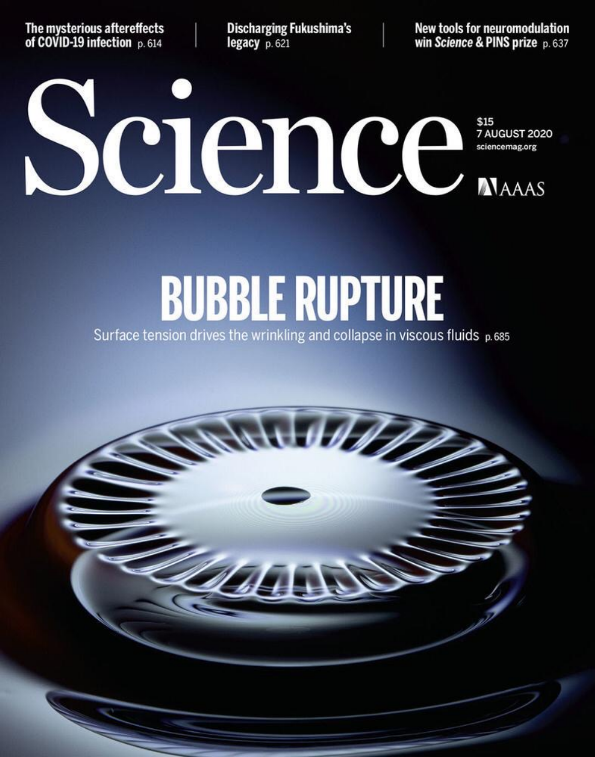**The mysterious aftereffects of COVID-19 infection** p. 614

**Discharging Fukushima's legacy** p. 621

**New tools for neuromodulation win *Science* & PINS prize** p. 637

# Science

$15
7 AUGUST 2020
sciencemag.org

AAAS

## BUBBLE RUPTURE

Surface tension drives the wrinkling and collapse in viscous fluids p. 685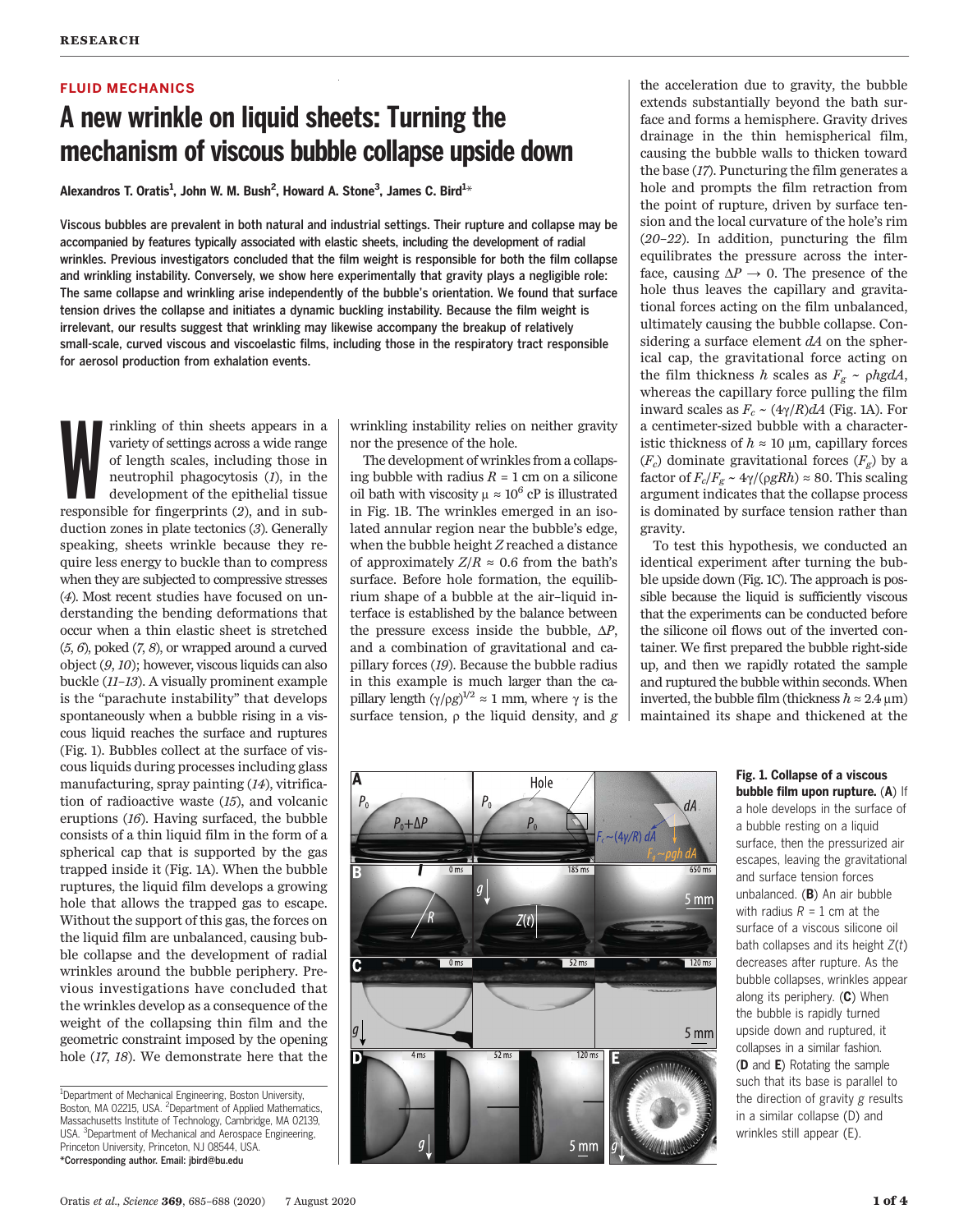RESEARCH

FLUID MECHANICS

# A new wrinkle on liquid sheets: Turning the mechanism of viscous bubble collapse upside down

**Alexandros T. Oratis[1], John W. M. Bush[2], Howard A. Stone[3], James C. Bird[1]***

**Viscous bubbles are prevalent in both natural and industrial settings. Their rupture and collapse may be accompanied by features typically associated with elastic sheets, including the development of radial wrinkles. Previous investigators concluded that the film weight is responsible for both the film collapse and wrinkling instability. Conversely, we show here experimentally that gravity plays a negligible role: The same collapse and wrinkling arise independently of the bubble's orientation. We found that surface tension drives the collapse and initiates a dynamic buckling instability. Because the film weight is irrelevant, our results suggest that wrinkling may likewise accompany the breakup of relatively small-scale, curved viscous and viscoelastic films, including those in the respiratory tract responsible for aerosol production from exhalation events.**

Wrinkling of thin sheets appears in a variety of settings across a wide range of length scales, including those in neutrophil phagocytosis (1), in the development of the epithelial tissue responsible for fingerprints (2), and in subduction zones in plate tectonics (3). Generally speaking, sheets wrinkle because they require less energy to buckle than to compress when they are subjected to compressive stresses (4). Most recent studies have focused on understanding the bending deformations that occur when a thin elastic sheet is stretched (5, 6), poked (7, 8), or wrapped around a curved object (9, 10); however, viscous liquids can also buckle (11–13). A visually prominent example is the "parachute instability" that develops spontaneously when a bubble rising in a viscous liquid reaches the surface and ruptures (Fig. 1). Bubbles collect at the surface of viscous liquids during processes including glass manufacturing, spray painting (14), vitrification of radioactive waste (15), and volcanic eruptions (16). Having surfaced, the bubble consists of a thin liquid film in the form of a spherical cap that is supported by the gas trapped inside it (Fig. 1A). When the bubble ruptures, the liquid film develops a growing hole that allows the trapped gas to escape. Without the support of this gas, the forces on the liquid film are unbalanced, causing bubble collapse and the development of radial wrinkles around the bubble periphery. Previous investigations have concluded that the wrinkles develop as a consequence of the weight of the collapsing thin film and the geometric constraint imposed by the opening hole (17, 18). We demonstrate here that the wrinkling instability relies on neither gravity nor the presence of the hole.

The development of wrinkles from a collapsing bubble with radius $R$ = 1 cm on a silicone oil bath with viscosity $\mu \approx 10^6$ cP is illustrated in Fig. 1B. The wrinkles emerged in an isolated annular region near the bubble's edge, when the bubble height $Z$ reached a distance of approximately $Z/R \approx 0.6$ from the bath's surface. Before hole formation, the equilibrium shape of a bubble at the air–liquid interface is established by the balance between the pressure excess inside the bubble, $\Delta P$, and a combination of gravitational and capillary forces (19). Because the bubble radius in this example is much larger than the capillary length $(\gamma/\rho g)^{1/2} \approx 1$ mm, where $\gamma$ is the surface tension, $\rho$ the liquid density, and $g$ the acceleration due to gravity, the bubble extends substantially beyond the bath surface and forms a hemisphere. Gravity drives drainage in the thin hemispherical film, causing the bubble walls to thicken toward the base (17). Puncturing the film generates a hole and prompts the film retraction from the point of rupture, driven by surface tension and the local curvature of the hole's rim (20–22). In addition, puncturing the film equilibrates the pressure across the interface, causing $\Delta P \rightarrow 0$. The presence of the hole thus leaves the capillary and gravitational forces acting on the film unbalanced, ultimately causing the bubble collapse. Considering a surface element $dA$ on the spherical cap, the gravitational force acting on the film thickness $h$ scales as $F_g \sim \rho h g dA$, whereas the capillary force pulling the film inward scales as $F_c \sim (4\gamma/R)dA$ (Fig. 1A). For a centimeter-sized bubble with a characteristic thickness of $h \approx 10$ μm, capillary forces ($F_c$) dominate gravitational forces ($F_g$) by a factor of $F_c/F_g \sim 4\gamma/(\rho g R h) \approx 80$. This scaling argument indicates that the collapse process is dominated by surface tension rather than gravity.

To test this hypothesis, we conducted an identical experiment after turning the bubble upside down (Fig. 1C). The approach is possible because the liquid is sufficiently viscous that the experiments can be conducted before the silicone oil flows out of the inverted container. We first prepared the bubble right-side up, and then we rapidly rotated the sample and ruptured the bubble within seconds. When inverted, the bubble film (thickness $h \approx 2.4$ μm) maintained its shape and thickened at the

**Fig. 1. Collapse of a viscous bubble film upon rupture.** (**A**) If a hole develops in the surface of a bubble resting on a liquid surface, then the pressurized air escapes, leaving the gravitational and surface tension forces unbalanced. (**B**) An air bubble with radius $R$ = 1 cm at the surface of a viscous silicone oil bath collapses and its height $Z(t)$ decreases after rupture. As the bubble collapses, wrinkles appear along its periphery. (**C**) When the bubble is rapidly turned upside down and ruptured, it collapses in a similar fashion. (**D** and **E**) Rotating the sample such that its base is parallel to the direction of gravity $g$ results in a similar collapse (D) and wrinkles still appear (E).

[1]Department of Mechanical Engineering, Boston University, Boston, MA 02215, USA. [2]Department of Applied Mathematics, Massachusetts Institute of Technology, Cambridge, MA 02139, USA. [3]Department of Mechanical and Aerospace Engineering, Princeton University, Princeton, NJ 08544, USA.
*Corresponding author. Email: jbird@bu.edu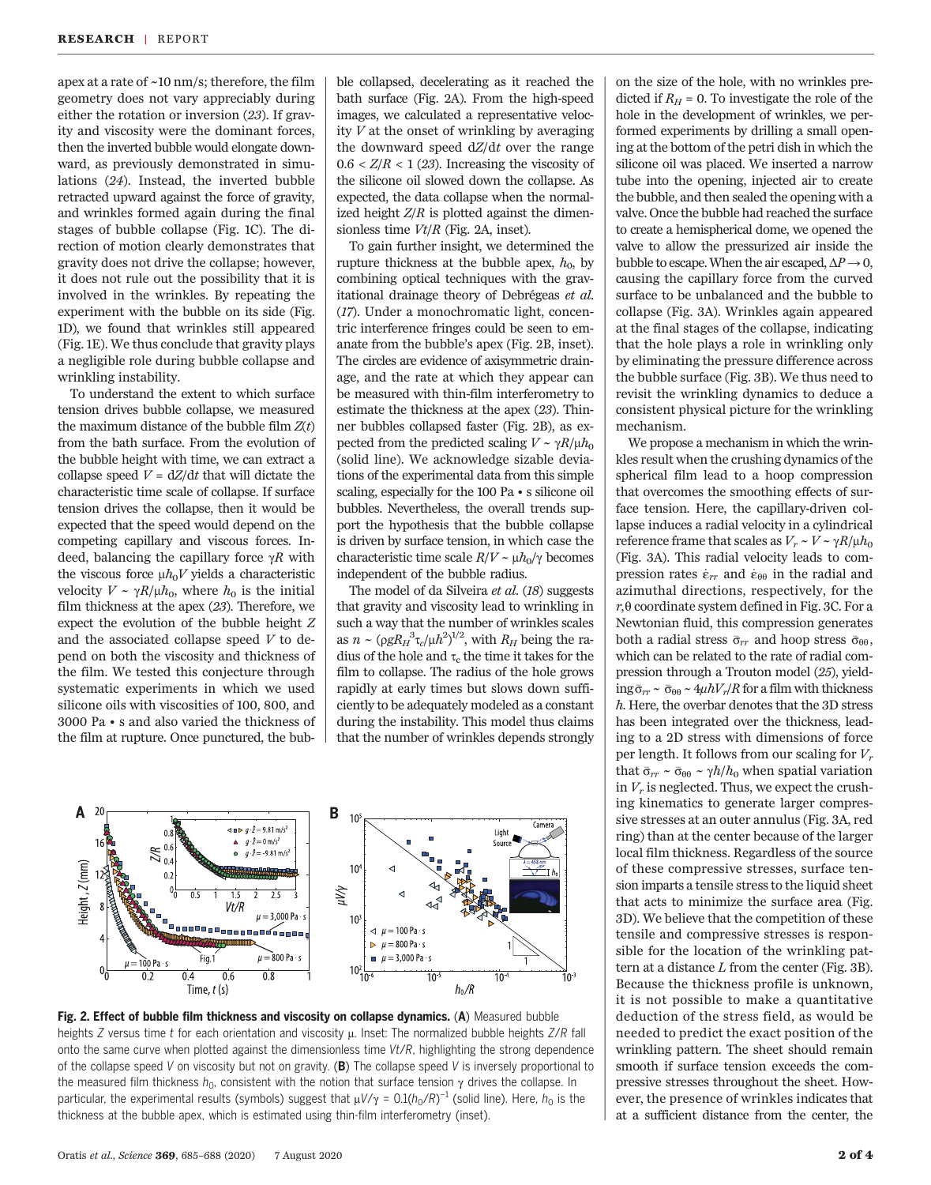apex at a rate of ~10 nm/s; therefore, the film geometry does not vary appreciably during either the rotation or inversion (23). If gravity and viscosity were the dominant forces, then the inverted bubble would elongate downward, as previously demonstrated in simulations (24). Instead, the inverted bubble retracted upward against the force of gravity, and wrinkles formed again during the final stages of bubble collapse (Fig. 1C). The direction of motion clearly demonstrates that gravity does not drive the collapse; however, it does not rule out the possibility that it is involved in the wrinkles. By repeating the experiment with the bubble on its side (Fig. 1D), we found that wrinkles still appeared (Fig. 1E). We thus conclude that gravity plays a negligible role during bubble collapse and wrinkling instability.

To understand the extent to which surface tension drives bubble collapse, we measured the maximum distance of the bubble film $Z(t)$ from the bath surface. From the evolution of the bubble height with time, we can extract a collapse speed $V = dZ/dt$ that will dictate the characteristic time scale of collapse. If surface tension drives the collapse, then it would be expected that the speed would depend on the competing capillary and viscous forces. Indeed, balancing the capillary force $\gamma R$ with the viscous force $\mu h_0 V$ yields a characteristic velocity $V \sim \gamma R/\mu h_0$, where $h_0$ is the initial film thickness at the apex (23). Therefore, we expect the evolution of the bubble height $Z$ and the associated collapse speed $V$ to depend on both the viscosity and thickness of the film. We tested this conjecture through systematic experiments in which we used silicone oils with viscosities of 100, 800, and 3000 Pa • s and also varied the thickness of the film at rupture. Once punctured, the bubble collapsed, decelerating as it reached the bath surface (Fig. 2A). From the high-speed images, we calculated a representative velocity $V$ at the onset of wrinkling by averaging the downward speed $dZ/dt$ over the range $0.6 < Z/R < 1$ (23). Increasing the viscosity of the silicone oil slowed down the collapse. As expected, the data collapse when the normalized height $Z/R$ is plotted against the dimensionless time $Vt/R$ (Fig. 2A, inset).

To gain further insight, we determined the rupture thickness at the bubble apex, $h_0$, by combining optical techniques with the gravitational drainage theory of Debrégeas *et al.* (17). Under a monochromatic light, concentric interference fringes could be seen to emanate from the bubble's apex (Fig. 2B, inset). The circles are evidence of axisymmetric drainage, and the rate at which they appear can be measured with thin-film interferometry to estimate the thickness at the apex (23). Thinner bubbles collapsed faster (Fig. 2B), as expected from the predicted scaling $V \sim \gamma R/\mu h_0$ (solid line). We acknowledge sizable deviations of the experimental data from this simple scaling, especially for the 100 Pa • s silicone oil bubbles. Nevertheless, the overall trends support the hypothesis that the bubble collapse is driven by surface tension, in which case the characteristic time scale $R/V \sim \mu h_0/\gamma$ becomes independent of the bubble radius.

The model of da Silveira *et al.* (18) suggests that gravity and viscosity lead to wrinkling in such a way that the number of wrinkles scales as $n \sim (\rho g R_H^3 \tau_c/\mu h^2)^{1/2}$, with $R_H$ being the radius of the hole and $\tau_c$ the time it takes for the film to collapse. The radius of the hole grows rapidly at early times but slows down sufficiently to be adequately modeled as a constant during the instability. This model thus claims that the number of wrinkles depends strongly on the size of the hole, with no wrinkles predicted if $R_H = 0$. To investigate the role of the hole in the development of wrinkles, we performed experiments by drilling a small opening at the bottom of the petri dish in which the silicone oil was placed. We inserted a narrow tube into the opening, injected air to create the bubble, and then sealed the opening with a valve. Once the bubble had reached the surface to create a hemispherical dome, we opened the valve to allow the pressurized air inside the bubble to escape. When the air escaped, $\Delta P \rightarrow 0$, causing the capillary force from the curved surface to be unbalanced and the bubble to collapse (Fig. 3A). Wrinkles again appeared at the final stages of the collapse, indicating that the hole plays a role in wrinkling only by eliminating the pressure difference across the bubble surface (Fig. 3B). We thus need to revisit the wrinkling dynamics to deduce a consistent physical picture for the wrinkling mechanism.

We propose a mechanism in which the wrinkles result when the crushing dynamics of the spherical film lead to a hoop compression that overcomes the smoothing effects of surface tension. Here, the capillary-driven collapse induces a radial velocity in a cylindrical reference frame that scales as $V_r \sim V \sim \gamma R/\mu h_0$ (Fig. 3A). This radial velocity leads to compression rates $\dot{\varepsilon}_{rr}$ and $\dot{\varepsilon}_{\theta\theta}$ in the radial and azimuthal directions, respectively, for the $r,\theta$ coordinate system defined in Fig. 3C. For a Newtonian fluid, this compression generates both a radial stress $\bar{\sigma}_{rr}$ and hoop stress $\bar{\sigma}_{\theta\theta}$, which can be related to the rate of radial compression through a Trouton model (25), yielding $\bar{\sigma}_{rr} \sim \bar{\sigma}_{\theta\theta} \sim 4\mu h V_r/R$ for a film with thickness $h$. Here, the overbar denotes that the 3D stress has been integrated over the thickness, leading to a 2D stress with dimensions of force per length. It follows from our scaling for $V_r$ that $\bar{\sigma}_{rr} \sim \bar{\sigma}_{\theta\theta} \sim \gamma h/h_0$ when spatial variation in $V_r$ is neglected. Thus, we expect the crushing kinematics to generate larger compressive stresses at an outer annulus (Fig. 3A, red ring) than at the center because of the larger local film thickness. Regardless of the source of these compressive stresses, surface tension imparts a tensile stress to the liquid sheet that acts to minimize the surface area (Fig. 3D). We believe that the competition of these tensile and compressive stresses is responsible for the location of the wrinkling pattern at a distance $L$ from the center (Fig. 3B). Because the thickness profile is unknown, it is not possible to make a quantitative deduction of the stress field, as would be needed to predict the exact position of the wrinkling pattern. The sheet should remain smooth if surface tension exceeds the compressive stresses throughout the sheet. However, the presence of wrinkles indicates that at a sufficient distance from the center, the

**Fig. 2. Effect of bubble film thickness and viscosity on collapse dynamics.** (**A**) Measured bubble heights $Z$ versus time $t$ for each orientation and viscosity $\mu$. Inset: The normalized bubble heights $Z/R$ fall onto the same curve when plotted against the dimensionless time $Vt/R$, highlighting the strong dependence of the collapse speed $V$ on viscosity but not on gravity. (**B**) The collapse speed $V$ is inversely proportional to the measured film thickness $h_0$, consistent with the notion that surface tension $\gamma$ drives the collapse. In particular, the experimental results (symbols) suggest that $\mu V/\gamma = 0.1(h_0/R)^{-1}$ (solid line). Here, $h_0$ is the thickness at the bubble apex, which is estimated using thin-film interferometry (inset).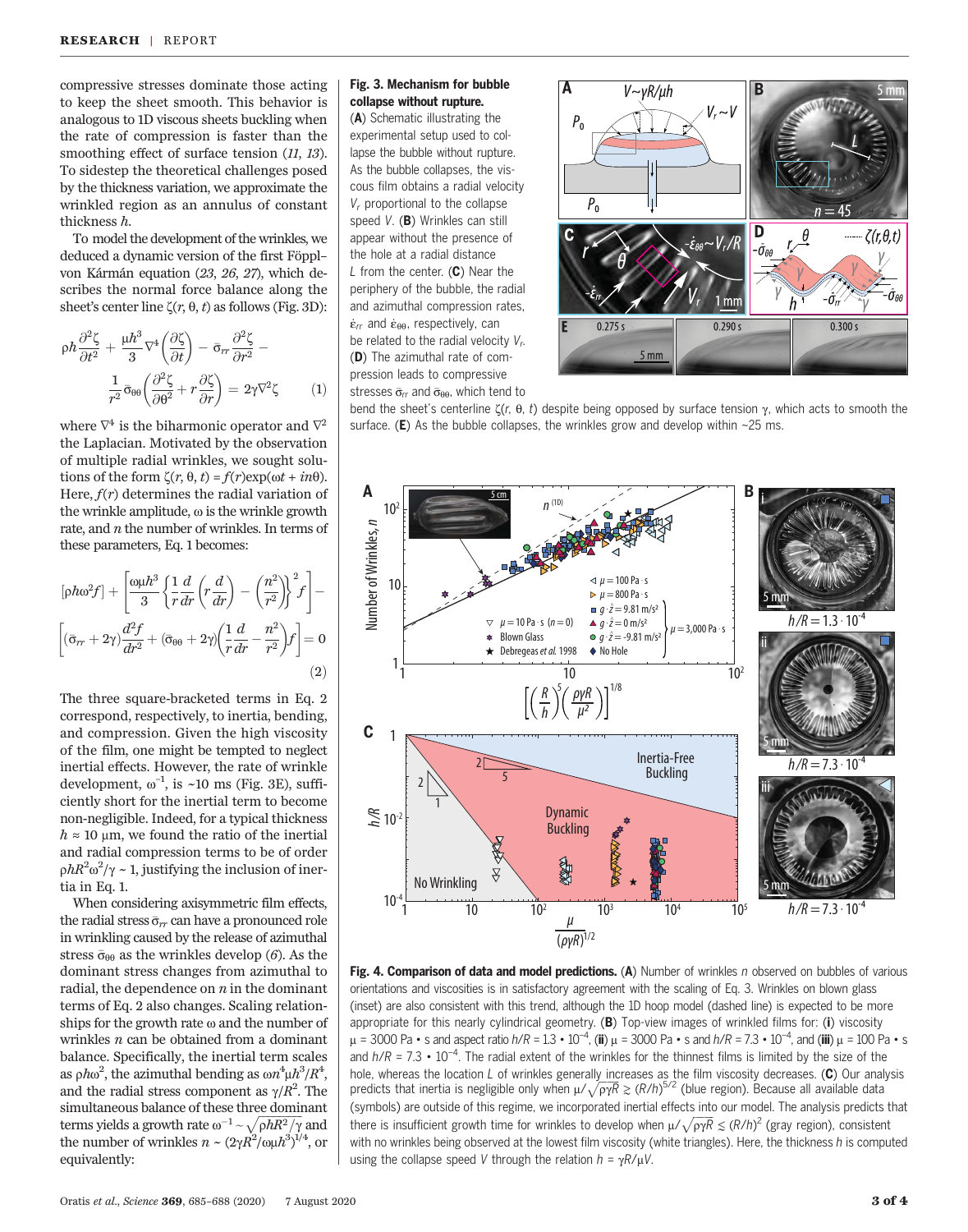compressive stresses dominate those acting to keep the sheet smooth. This behavior is analogous to 1D viscous sheets buckling when the rate of compression is faster than the smoothing effect of surface tension (11, 13). To sidestep the theoretical challenges posed by the thickness variation, we approximate the wrinkled region as an annulus of constant thickness $h$.

To model the development of the wrinkles, we deduced a dynamic version of the first Föppl–von Kármán equation (23, 26, 27), which describes the normal force balance along the sheet's center line $\zeta(r, \theta, t)$ as follows (Fig. 3D):

$$\rho h \frac{\partial^2 \zeta}{\partial t^2} + \frac{\mu h^3}{3} \nabla^4 \left( \frac{\partial \zeta}{\partial t} \right) - \bar{\sigma}_{rr} \frac{\partial^2 \zeta}{\partial r^2} - \frac{1}{r^2} \bar{\sigma}_{\theta\theta} \left( \frac{\partial^2 \zeta}{\partial \theta^2} + r \frac{\partial \zeta}{\partial r} \right) = 2\gamma \nabla^2 \zeta \qquad (1)$$

where $\nabla^4$ is the biharmonic operator and $\nabla^2$ the Laplacian. Motivated by the observation of multiple radial wrinkles, we sought solutions of the form $\zeta(r, \theta, t) = f(r)\exp(\omega t + in\theta)$. Here, $f(r)$ determines the radial variation of the wrinkle amplitude, $\omega$ is the wrinkle growth rate, and $n$ the number of wrinkles. In terms of these parameters, Eq. 1 becomes:

$$[\rho h \omega^2 f] + \left[ \frac{\omega \mu h^3}{3} \left\{ \frac{1}{r} \frac{d}{dr} \left( r \frac{d}{dr} \right) - \left( \frac{n^2}{r^2} \right) \right\}^2 f \right] - \left[ (\bar{\sigma}_{rr} + 2\gamma) \frac{d^2 f}{dr^2} + (\bar{\sigma}_{\theta\theta} + 2\gamma) \left( \frac{1}{r} \frac{d}{dr} - \frac{n^2}{r^2} \right) f \right] = 0 \qquad (2)$$

The three square-bracketed terms in Eq. 2 correspond, respectively, to inertia, bending, and compression. Given the high viscosity of the film, one might be tempted to neglect inertial effects. However, the rate of wrinkle development, $\omega^{-1}$, is ~10 ms (Fig. 3E), sufficiently short for the inertial term to become non-negligible. Indeed, for a typical thickness $h \approx 10$ μm, we found the ratio of the inertial and radial compression terms to be of order $\rho h R^2 \omega^2 / \gamma \sim 1$, justifying the inclusion of inertia in Eq. 1.

When considering axisymmetric film effects, the radial stress $\bar{\sigma}_{rr}$ can have a pronounced role in wrinkling caused by the release of azimuthal stress $\bar{\sigma}_{\theta\theta}$ as the wrinkles develop (6). As the dominant stress changes from azimuthal to radial, the dependence on $n$ in the dominant terms of Eq. 2 also changes. Scaling relationships for the growth rate $\omega$ and the number of wrinkles $n$ can be obtained from a dominant balance. Specifically, the inertial term scales as $\rho h \omega^2$, the azimuthal bending as $\omega n^4 \mu h^3 / R^4$, and the radial stress component as $\gamma / R^2$. The simultaneous balance of these three dominant terms yields a growth rate $\omega^{-1} \sim \sqrt{\rho h R^2 / \gamma}$ and the number of wrinkles $n \sim (2\gamma R^2 / \omega \mu h^3)^{1/4}$, or equivalently:

**Fig. 3. Mechanism for bubble collapse without rupture.** (**A**) Schematic illustrating the experimental setup used to collapse the bubble without rupture. As the bubble collapses, the viscous film obtains a radial velocity $V_r$ proportional to the collapse speed $V$. (**B**) Wrinkles can still appear without the presence of the hole at a radial distance $L$ from the center. (**C**) Near the periphery of the bubble, the radial and azimuthal compression rates, $\dot{\epsilon}_{rr}$ and $\dot{\epsilon}_{\theta\theta}$, respectively, can be related to the radial velocity $V_r$. (**D**) The azimuthal rate of compression leads to compressive stresses $\bar{\sigma}_{rr}$ and $\bar{\sigma}_{\theta\theta}$, which tend to bend the sheet's centerline $\zeta(r, \theta, t)$ despite being opposed by surface tension $\gamma$, which acts to smooth the surface. (**E**) As the bubble collapses, the wrinkles grow and develop within ~25 ms.

**Fig. 4. Comparison of data and model predictions.** (**A**) Number of wrinkles $n$ observed on bubbles of various orientations and viscosities is in satisfactory agreement with the scaling of Eq. 3. Wrinkles on blown glass (inset) are also consistent with this trend, although the 1D hoop model (dashed line) is expected to be more appropriate for this nearly cylindrical geometry. (**B**) Top-view images of wrinkled films for: (**i**) viscosity $\mu$ = 3000 Pa • s and aspect ratio $h/R = 1.3 \cdot 10^{-4}$, (**ii**) $\mu$ = 3000 Pa • s and $h/R = 7.3 \cdot 10^{-4}$, and (**iii**) $\mu$ = 100 Pa • s and $h/R = 7.3 \cdot 10^{-4}$. The radial extent of the wrinkles for the thinnest films is limited by the size of the hole, whereas the location $L$ of wrinkles generally increases as the film viscosity decreases. (**C**) Our analysis predicts that inertia is negligible only when $\mu/\sqrt{\rho\gamma R} \gtrsim (R/h)^{5/2}$ (blue region). Because all available data (symbols) are outside of this regime, we incorporated inertial effects into our model. The analysis predicts that there is insufficient growth time for wrinkles to develop when $\mu/\sqrt{\rho\gamma R} \lesssim (R/h)^2$ (gray region), consistent with no wrinkles being observed at the lowest film viscosity (white triangles). Here, the thickness $h$ is computed using the collapse speed $V$ through the relation $h = \gamma R / \mu V$.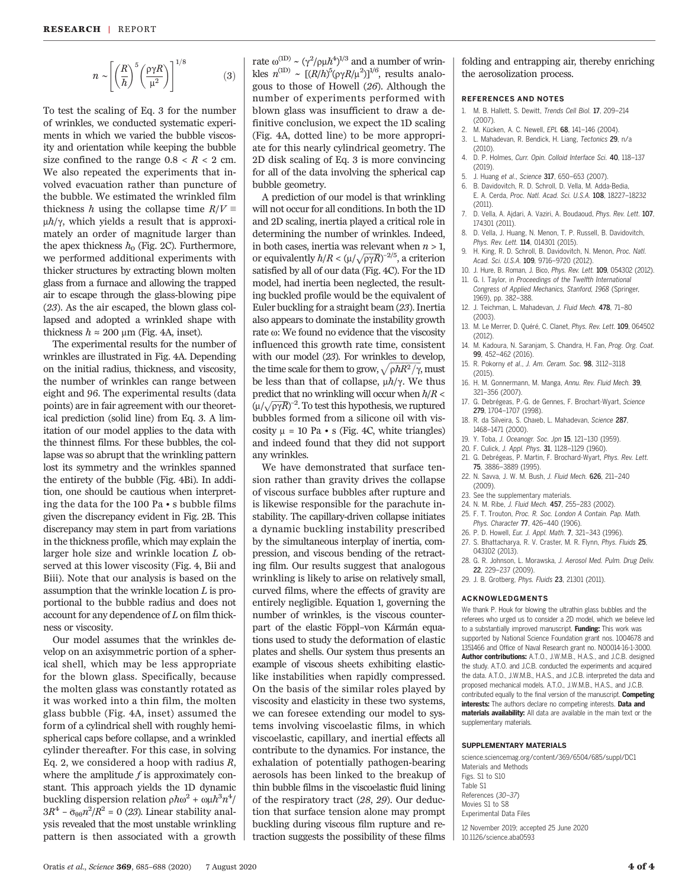$$n \sim \left[ \left(\frac{R}{h}\right)^5 \left(\frac{\rho\gamma R}{\mu^2}\right) \right]^{1/8} \tag{3}$$

To test the scaling of Eq. 3 for the number of wrinkles, we conducted systematic experiments in which we varied the bubble viscosity and orientation while keeping the bubble size confined to the range $0.8 < R < 2$ cm. We also repeated the experiments that involved evacuation rather than puncture of the bubble. We estimated the wrinkled film thickness $h$ using the collapse time $R/V \equiv \mu h/\gamma$, which yields a result that is approximately an order of magnitude larger than the apex thickness $h_0$ (Fig. 2C). Furthermore, we performed additional experiments with thicker structures by extracting blown molten glass from a furnace and allowing the trapped air to escape through the glass-blowing pipe (23). As the air escaped, the blown glass collapsed and adopted a wrinkled shape with thickness $h \approx 200$ μm (Fig. 4A, inset).

The experimental results for the number of wrinkles are illustrated in Fig. 4A. Depending on the initial radius, thickness, and viscosity, the number of wrinkles can range between eight and 96. The experimental results (data points) are in fair agreement with our theoretical prediction (solid line) from Eq. 3. A limitation of our model applies to the data with the thinnest films. For these bubbles, the collapse was so abrupt that the wrinkling pattern lost its symmetry and the wrinkles spanned the entirety of the bubble (Fig. 4Bi). In addition, one should be cautious when interpreting the data for the 100 Pa • s bubble films given the discrepancy evident in Fig. 2B. This discrepancy may stem in part from variations in the thickness profile, which may explain the larger hole size and wrinkle location $L$ observed at this lower viscosity (Fig. 4, Bii and Biii). Note that our analysis is based on the assumption that the wrinkle location $L$ is proportional to the bubble radius and does not account for any dependence of $L$ on film thickness or viscosity.

Our model assumes that the wrinkles develop on an axisymmetric portion of a spherical shell, which may be less appropriate for the blown glass. Specifically, because the molten glass was constantly rotated as it was worked into a thin film, the molten glass bubble (Fig. 4A, inset) assumed the form of a cylindrical shell with roughly hemispherical caps before collapse, and a wrinkled cylinder thereafter. For this case, in solving Eq. 2, we considered a hoop with radius $R$, where the amplitude $f$ is approximately constant. This approach yields the 1D dynamic buckling dispersion relation $\rho h\omega^2 + \omega\mu h^3 n^4/3R^4 - \bar{\sigma}_{\theta\theta} n^2/R^2 = 0$ (23). Linear stability analysis revealed that the most unstable wrinkling pattern is then associated with a growth rate $\omega^{(1D)} \sim (\gamma^2/\rho\mu h^4)^{1/3}$ and a number of wrinkles $n^{(1D)} \sim [(R/h)^5(\rho\gamma R/\mu^2)]^{1/6}$, results analogous to those of Howell (26). Although the number of experiments performed with blown glass was insufficient to draw a definitive conclusion, we expect the 1D scaling (Fig. 4A, dotted line) to be more appropriate for this nearly cylindrical geometry. The 2D disk scaling of Eq. 3 is more convincing for all of the data involving the spherical cap bubble geometry.

A prediction of our model is that wrinkling will not occur for all conditions. In both the 1D and 2D scaling, inertia played a critical role in determining the number of wrinkles. Indeed, in both cases, inertia was relevant when $n > 1$, or equivalently $h/R < (\mu/\sqrt{\rho\gamma R})^{-2/5}$, a criterion satisfied by all of our data (Fig. 4C). For the 1D model, had inertia been neglected, the resulting buckled profile would be the equivalent of Euler buckling for a straight beam (23). Inertia also appears to dominate the instability growth rate ω: We found no evidence that the viscosity influenced this growth rate time, consistent with our model (23). For wrinkles to develop, the time scale for them to grow, $\sqrt{\rho h R^2/\gamma}$, must be less than that of collapse, $\mu h/\gamma$. We thus predict that no wrinkling will occur when $h/R < (\mu/\sqrt{\rho\gamma R})^{-2}$. To test this hypothesis, we ruptured bubbles formed from a silicone oil with viscosity $\mu = 10$ Pa • s (Fig. 4C, white triangles) and indeed found that they did not support any wrinkles.

We have demonstrated that surface tension rather than gravity drives the collapse of viscous surface bubbles after rupture and is likewise responsible for the parachute instability. The capillary-driven collapse initiates a dynamic buckling instability prescribed by the simultaneous interplay of inertia, compression, and viscous bending of the retracting film. Our results suggest that analogous wrinkling is likely to arise on relatively small, curved films, where the effects of gravity are entirely negligible. Equation 1, governing the number of wrinkles, is the viscous counterpart of the elastic Föppl–von Kármán equations used to study the deformation of elastic plates and shells. Our system thus presents an example of viscous sheets exhibiting elastic-like instabilities when rapidly compressed. On the basis of the similar roles played by viscosity and elasticity in these two systems, we can foresee extending our model to systems involving viscoelastic films, in which viscoelastic, capillary, and inertial effects all contribute to the dynamics. For instance, the exhalation of potentially pathogen-bearing aerosols has been linked to the breakup of thin bubble films in the viscoelastic fluid lining of the respiratory tract (28, 29). Our deduction that surface tension alone may prompt buckling during viscous film rupture and retraction suggests the possibility of these films folding and entrapping air, thereby enriching the aerosolization process.

## REFERENCES AND NOTES

1. M. B. Hallett, S. Dewitt, *Trends Cell Biol.* **17**, 209–214 (2007).
2. M. Kücken, A. C. Newell, *EPL* **68**, 141–146 (2004).
3. L. Mahadevan, R. Bendick, H. Liang, *Tectonics* **29**, n/a (2010).
4. D. P. Holmes, *Curr. Opin. Colloid Interface Sci.* **40**, 118–137 (2019).
5. J. Huang *et al.*, *Science* **317**, 650–653 (2007).
6. B. Davidovitch, R. D. Schroll, D. Vella, M. Adda-Bedia, E. A. Cerda, *Proc. Natl. Acad. Sci. U.S.A.* **108**, 18227–18232 (2011).
7. D. Vella, A. Ajdari, A. Vaziri, A. Boudaoud, *Phys. Rev. Lett.* **107**, 174301 (2011).
8. D. Vella, J. Huang, N. Menon, T. P. Russell, B. Davidovitch, *Phys. Rev. Lett.* **114**, 014301 (2015).
9. H. King, R. D. Schroll, B. Davidovitch, N. Menon, *Proc. Natl. Acad. Sci. U.S.A.* **109**, 9716–9720 (2012).
10. J. Hure, B. Roman, J. Bico, *Phys. Rev. Lett.* **109**, 054302 (2012).
11. G. I. Taylor, in *Proceedings of the Twelfth International Congress of Applied Mechanics, Stanford, 1968* (Springer, 1969), pp. 382–388.
12. J. Teichman, L. Mahadevan, *J. Fluid Mech.* **478**, 71–80 (2003).
13. M. Le Merrer, D. Quéré, C. Clanet, *Phys. Rev. Lett.* **109**, 064502 (2012).
14. M. Kadoura, N. Saranjam, S. Chandra, H. Fan, *Prog. Org. Coat.* **99**, 452–462 (2016).
15. R. Pokorny *et al.*, *J. Am. Ceram. Soc.* **98**, 3112–3118 (2015).
16. H. M. Gonnermann, M. Manga, *Annu. Rev. Fluid Mech.* **39**, 321–356 (2007).
17. G. Debrégeas, P.-G. de Gennes, F. Brochart-Wyart, *Science* **279**, 1704–1707 (1998).
18. R. da Silveira, S. Chaieb, L. Mahadevan, *Science* **287**, 1468–1471 (2000).
19. Y. Toba, *J. Oceanogr. Soc. Jpn* **15**, 121–130 (1959).
20. F. Culick, *J. Appl. Phys.* **31**, 1128–1129 (1960).
21. G. Debrégeas, P. Martin, F. Brochard-Wyart, *Phys. Rev. Lett.* **75**, 3886–3889 (1995).
22. N. Savva, J. W. M. Bush, *J. Fluid Mech.* **626**, 211–240 (2009).
23. See the supplementary materials.
24. N. M. Ribe, *J. Fluid Mech.* **457**, 255–283 (2002).
25. F. T. Trouton, *Proc. R. Soc. London A Contain. Pap. Math. Phys. Character* **77**, 426–440 (1906).
26. P. D. Howell, *Eur. J. Appl. Math.* **7**, 321–343 (1996).
27. S. Bhattacharya, R. V. Craster, M. R. Flynn, *Phys. Fluids* **25**, 043102 (2013).
28. G. R. Johnson, L. Morawska, *J. Aerosol Med. Pulm. Drug Deliv.* **22**, 229–237 (2009).
29. J. B. Grotberg, *Phys. Fluids* **23**, 21301 (2011).

## ACKNOWLEDGMENTS

We thank P. Houk for blowing the ultrathin glass bubbles and the referees who urged us to consider a 2D model, which we believe led to a substantially improved manuscript. **Funding:** This work was supported by National Science Foundation grant nos. 1004678 and 1351466 and Office of Naval Research grant no. N00014-16-1-3000. **Author contributions:** A.T.O., J.W.M.B., H.A.S., and J.C.B. designed the study. A.T.O. and J.C.B. conducted the experiments and acquired the data. A.T.O., J.W.M.B., H.A.S., and J.C.B. interpreted the data and proposed mechanical models. A.T.O., J.W.M.B., H.A.S., and J.C.B. contributed equally to the final version of the manuscript. **Competing interests:** The authors declare no competing interests. **Data and materials availability:** All data are available in the main text or the supplementary materials.

## SUPPLEMENTARY MATERIALS

science.sciencemag.org/content/369/6504/685/suppl/DC1
Materials and Methods
Figs. S1 to S10
Table S1
References (30–37)
Movies S1 to S8
Experimental Data Files

12 November 2019; accepted 25 June 2020
10.1126/science.aba0593